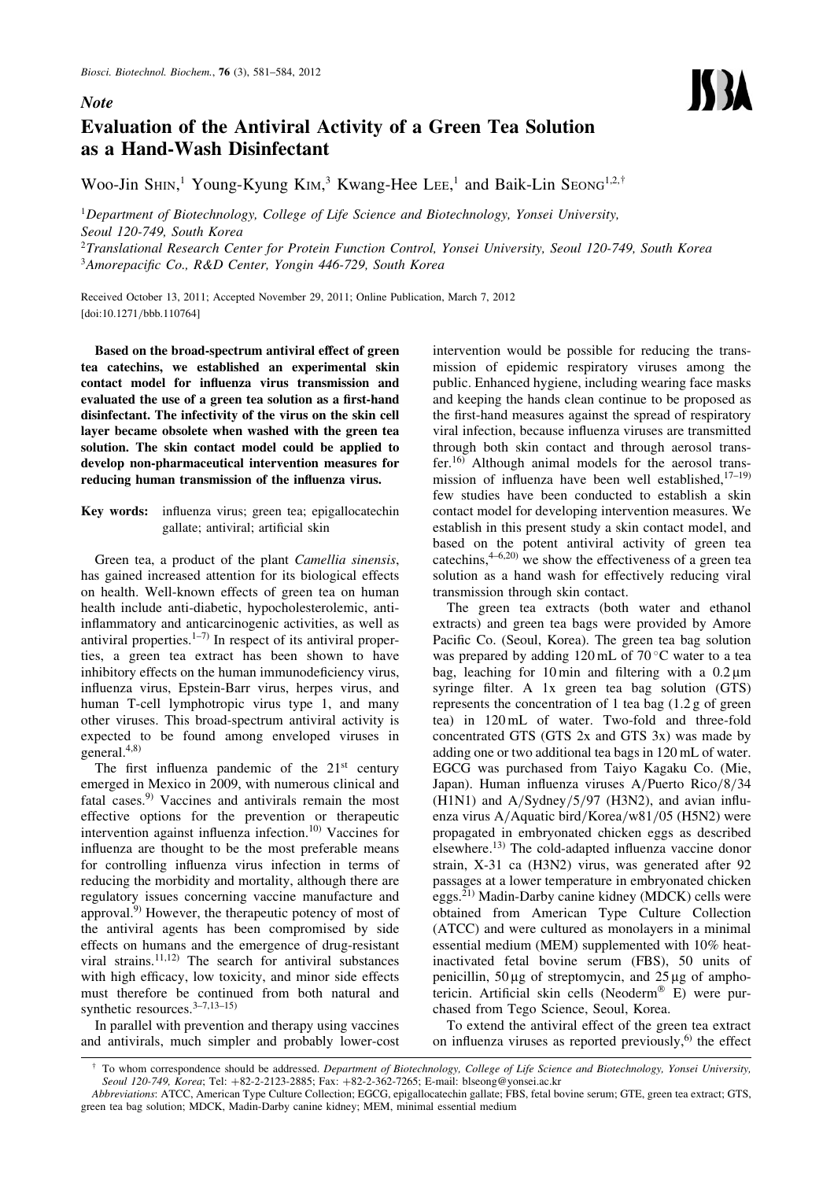*Note*

# Evaluation of the Antiviral Activity of a Green Tea Solution as a Hand-Wash Disinfectant

Woo-Jin SHIN,[1] Young-Kyung KIM,[3] Kwang-Hee LEE,[1] and Baik-Lin SEONG[1,2,†]

[1]Department of Biotechnology, College of Life Science and Biotechnology, Yonsei University, Seoul 120-749, South Korea
[2]Translational Research Center for Protein Function Control, Yonsei University, Seoul 120-749, South Korea
[3]Amorepacific Co., R&D Center, Yongin 446-729, South Korea

Received October 13, 2011; Accepted November 29, 2011; Online Publication, March 7, 2012
[doi:10.1271/bbb.110764]

**Based on the broad-spectrum antiviral effect of green tea catechins, we established an experimental skin contact model for influenza virus transmission and evaluated the use of a green tea solution as a first-hand disinfectant. The infectivity of the virus on the skin cell layer became obsolete when washed with the green tea solution. The skin contact model could be applied to develop non-pharmaceutical intervention measures for reducing human transmission of the influenza virus.**

**Key words:** influenza virus; green tea; epigallocatechin gallate; antiviral; artificial skin

Green tea, a product of the plant *Camellia sinensis*, has gained increased attention for its biological effects on health. Well-known effects of green tea on human health include anti-diabetic, hypocholesterolemic, anti-inflammatory and anticarcinogenic activities, as well as antiviral properties.[1–7] In respect of its antiviral properties, a green tea extract has been shown to have inhibitory effects on the human immunodeficiency virus, influenza virus, Epstein-Barr virus, herpes virus, and human T-cell lymphotropic virus type 1, and many other viruses. This broad-spectrum antiviral activity is expected to be found among enveloped viruses in general.[4,8]

The first influenza pandemic of the 21st century emerged in Mexico in 2009, with numerous clinical and fatal cases.[9] Vaccines and antivirals remain the most effective options for the prevention or therapeutic intervention against influenza infection.[10] Vaccines for influenza are thought to be the most preferable means for controlling influenza virus infection in terms of reducing the morbidity and mortality, although there are regulatory issues concerning vaccine manufacture and approval.[9] However, the therapeutic potency of most of the antiviral agents has been compromised by side effects on humans and the emergence of drug-resistant viral strains.[11,12] The search for antiviral substances with high efficacy, low toxicity, and minor side effects must therefore be continued from both natural and synthetic resources.[3–7,13–15]

In parallel with prevention and therapy using vaccines and antivirals, much simpler and probably lower-cost intervention would be possible for reducing the transmission of epidemic respiratory viruses among the public. Enhanced hygiene, including wearing face masks and keeping the hands clean continue to be proposed as the first-hand measures against the spread of respiratory viral infection, because influenza viruses are transmitted through both skin contact and through aerosol transfer.[16] Although animal models for the aerosol transmission of influenza have been well established,[17–19] few studies have been conducted to establish a skin contact model for developing intervention measures. We establish in this present study a skin contact model, and based on the potent antiviral activity of green tea catechins,[4–6,20] we show the effectiveness of a green tea solution as a hand wash for effectively reducing viral transmission through skin contact.

The green tea extracts (both water and ethanol extracts) and green tea bags were provided by Amore Pacific Co. (Seoul, Korea). The green tea bag solution was prepared by adding 120 mL of 70 °C water to a tea bag, leaching for 10 min and filtering with a 0.2 µm syringe filter. A 1x green tea bag solution (GTS) represents the concentration of 1 tea bag (1.2 g of green tea) in 120 mL of water. Two-fold and three-fold concentrated GTS (GTS 2x and GTS 3x) was made by adding one or two additional tea bags in 120 mL of water. EGCG was purchased from Taiyo Kagaku Co. (Mie, Japan). Human influenza viruses A/Puerto Rico/8/34 (H1N1) and A/Sydney/5/97 (H3N2), and avian influenza virus A/Aquatic bird/Korea/w81/05 (H5N2) were propagated in embryonated chicken eggs as described elsewhere.[13] The cold-adapted influenza vaccine donor strain, X-31 ca (H3N2) virus, was generated after 92 passages at a lower temperature in embryonated chicken eggs.[21] Madin-Darby canine kidney (MDCK) cells were obtained from American Type Culture Collection (ATCC) and were cultured as monolayers in a minimal essential medium (MEM) supplemented with 10% heat-inactivated fetal bovine serum (FBS), 50 units of penicillin, 50 µg of streptomycin, and 25 µg of amphotericin. Artificial skin cells (Neoderm® E) were purchased from Tego Science, Seoul, Korea.

To extend the antiviral effect of the green tea extract on influenza viruses as reported previously,[6] the effect

---

† To whom correspondence should be addressed. *Department of Biotechnology, College of Life Science and Biotechnology, Yonsei University, Seoul 120-749, Korea*; Tel: +82-2-2123-2885; Fax: +82-2-362-7265; E-mail: blseong@yonsei.ac.kr

*Abbreviations*: ATCC, American Type Culture Collection; EGCG, epigallocatechin gallate; FBS, fetal bovine serum; GTE, green tea extract; GTS, green tea bag solution; MDCK, Madin-Darby canine kidney; MEM, minimal essential medium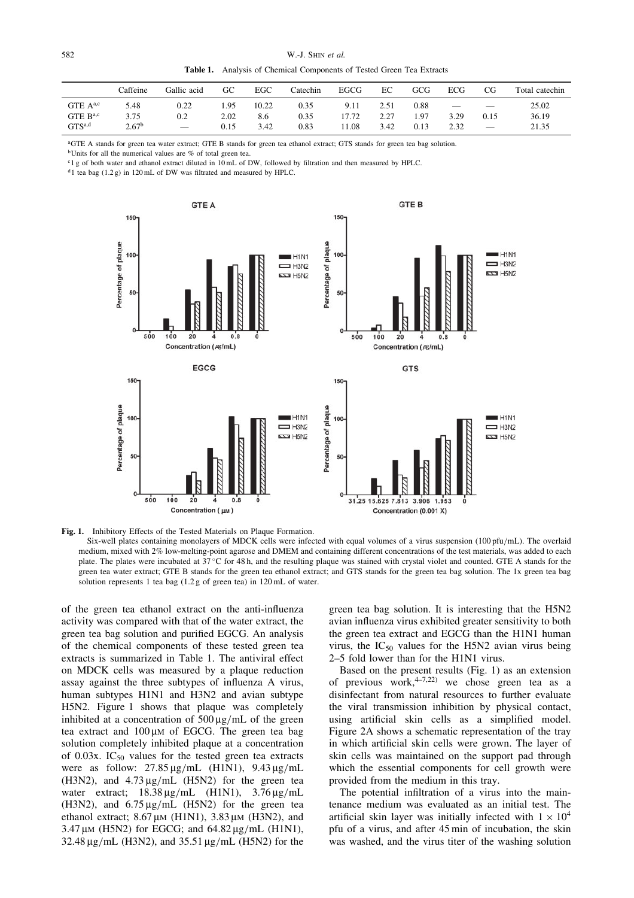**Table 1.** Analysis of Chemical Components of Tested Green Tea Extracts

| | Caffeine | Gallic acid | GC | EGC | Catechin | EGCG | EC | GCG | ECG | CG | Total catechin |
|---|---|---|---|---|---|---|---|---|---|---|---|
| GTE A[a,c] | 5.48 | 0.22 | 1.95 | 10.22 | 0.35 | 9.11 | 2.51 | 0.88 | — | — | 25.02 |
| GTE B[a,c] | 3.75 | 0.2 | 2.02 | 8.6 | 0.35 | 17.72 | 2.27 | 1.97 | 3.29 | 0.15 | 36.19 |
| GTS[a,d] | 2.67[b] | — | 0.15 | 3.42 | 0.83 | 11.08 | 3.42 | 0.13 | 2.32 | — | 21.35 |

[a]GTE A stands for green tea water extract; GTE B stands for green tea ethanol extract; GTS stands for green tea bag solution.
[b]Units for all the numerical values are % of total green tea.
[c]1 g of both water and ethanol extract diluted in 10 mL of DW, followed by filtration and then measured by HPLC.
[d]1 tea bag (1.2 g) in 120 mL of DW was filtrated and measured by HPLC.

**Fig. 1.** Inhibitory Effects of the Tested Materials on Plaque Formation.

Six-well plates containing monolayers of MDCK cells were infected with equal volumes of a virus suspension (100 pfu/mL). The overlaid medium, mixed with 2% low-melting-point agarose and DMEM and containing different concentrations of the test materials, was added to each plate. The plates were incubated at 37 °C for 48 h, and the resulting plaque was stained with crystal violet and counted. GTE A stands for the green tea water extract; GTE B stands for the green tea ethanol extract; and GTS stands for the green tea bag solution. The 1x green tea bag solution represents 1 tea bag (1.2 g of green tea) in 120 mL of water.

of the green tea ethanol extract on the anti-influenza activity was compared with that of the water extract, the green tea bag solution and purified EGCG. An analysis of the chemical components of these tested green tea extracts is summarized in Table 1. The antiviral effect on MDCK cells was measured by a plaque reduction assay against the three subtypes of influenza A virus, human subtypes H1N1 and H3N2 and avian subtype H5N2. Figure 1 shows that plaque was completely inhibited at a concentration of 500 µg/mL of the green tea extract and 100 µM of EGCG. The green tea bag solution completely inhibited plaque at a concentration of 0.03x. $IC_{50}$ values for the tested green tea extracts were as follow: 27.85 µg/mL (H1N1), 9.43 µg/mL (H3N2), and 4.73 µg/mL (H5N2) for the green tea water extract; 18.38 µg/mL (H1N1), 3.76 µg/mL (H3N2), and 6.75 µg/mL (H5N2) for the green tea ethanol extract; 8.67 µM (H1N1), 3.83 µM (H3N2), and 3.47 µM (H5N2) for EGCG; and 64.82 µg/mL (H1N1), 32.48 µg/mL (H3N2), and 35.51 µg/mL (H5N2) for the green tea bag solution. It is interesting that the H5N2 avian influenza virus exhibited greater sensitivity to both the green tea extract and EGCG than the H1N1 human virus, the $IC_{50}$ values for the H5N2 avian virus being 2–5 fold lower than for the H1N1 virus.

Based on the present results (Fig. 1) as an extension of previous work,[4–7,22] we chose green tea as a disinfectant from natural resources to further evaluate the viral transmission inhibition by physical contact, using artificial skin cells as a simplified model. Figure 2A shows a schematic representation of the tray in which artificial skin cells were grown. The layer of skin cells was maintained on the support pad through which the essential components for cell growth were provided from the medium in this tray.

The potential infiltration of a virus into the maintenance medium was evaluated as an initial test. The artificial skin layer was initially infected with $1 \times 10^4$ pfu of a virus, and after 45 min of incubation, the skin was washed, and the virus titer of the washing solution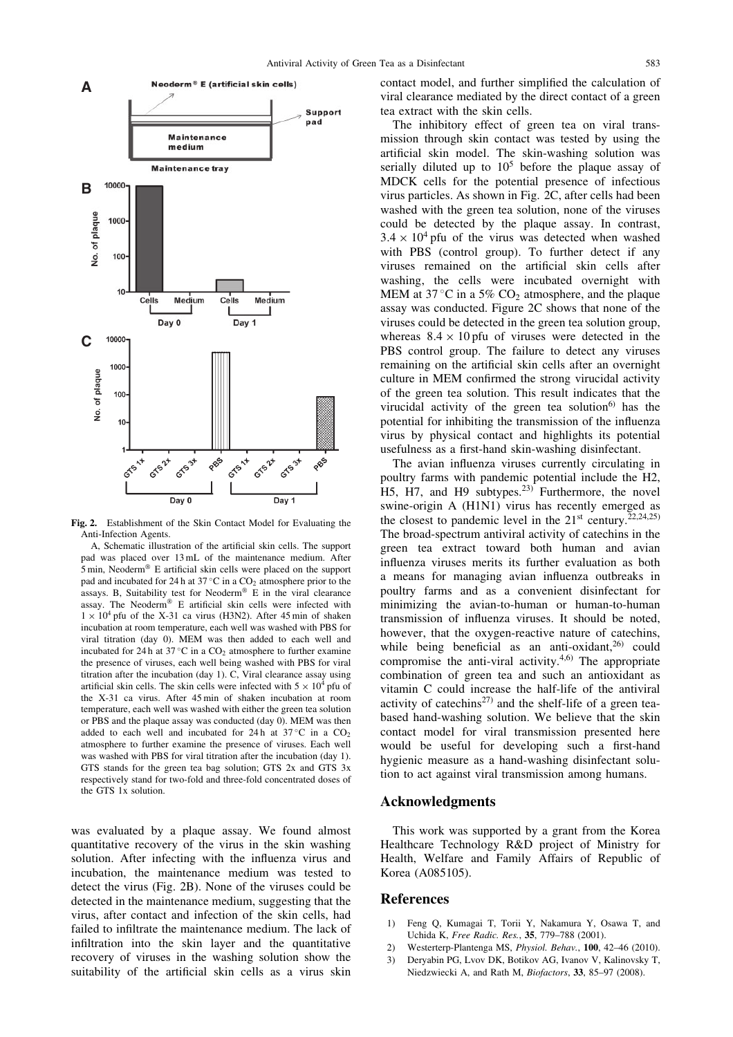Fig. 2. Establishment of the Skin Contact Model for Evaluating the Anti-Infection Agents.

A, Schematic illustration of the artificial skin cells. The support pad was placed over 13 mL of the maintenance medium. After 5 min, Neoderm® E artificial skin cells were placed on the support pad and incubated for 24 h at 37 °C in a $CO_2$ atmosphere prior to the assays. B, Suitability test for Neoderm® E in the viral clearance assay. The Neoderm® E artificial skin cells were infected with $1 \times 10^4$ pfu of the X-31 ca virus (H3N2). After 45 min of shaken incubation at room temperature, each well was washed with PBS for viral titration (day 0). MEM was then added to each well and incubated for 24 h at 37 °C in a $CO_2$ atmosphere to further examine the presence of viruses, each well being washed with PBS for viral titration after the incubation (day 1). C, Viral clearance assay using artificial skin cells. The skin cells were infected with $5 \times 10^4$ pfu of the X-31 ca virus. After 45 min of shaken incubation at room temperature, each well was washed with either the green tea solution or PBS and the plaque assay was conducted (day 0). MEM was then added to each well and incubated for 24 h at 37 °C in a $CO_2$ atmosphere to further examine the presence of viruses. Each well was washed with PBS for viral titration after the incubation (day 1). GTS stands for the green tea bag solution; GTS 2x and GTS 3x respectively stand for two-fold and three-fold concentrated doses of the GTS 1x solution.

was evaluated by a plaque assay. We found almost quantitative recovery of the virus in the skin washing solution. After infecting with the influenza virus and incubation, the maintenance medium was tested to detect the virus (Fig. 2B). None of the viruses could be detected in the maintenance medium, suggesting that the virus, after contact and infection of the skin cells, had failed to infiltrate the maintenance medium. The lack of infiltration into the skin layer and the quantitative recovery of viruses in the washing solution show the suitability of the artificial skin cells as a virus skin contact model, and further simplified the calculation of viral clearance mediated by the direct contact of a green tea extract with the skin cells.

The inhibitory effect of green tea on viral transmission through skin contact was tested by using the artificial skin model. The skin-washing solution was serially diluted up to $10^5$ before the plaque assay of MDCK cells for the potential presence of infectious virus particles. As shown in Fig. 2C, after cells had been washed with the green tea solution, none of the viruses could be detected by the plaque assay. In contrast, $3.4 \times 10^4$ pfu of the virus was detected when washed with PBS (control group). To further detect if any viruses remained on the artificial skin cells after washing, the cells were incubated overnight with MEM at 37 °C in a 5% $CO_2$ atmosphere, and the plaque assay was conducted. Figure 2C shows that none of the viruses could be detected in the green tea solution group, whereas $8.4 \times 10$ pfu of viruses were detected in the PBS control group. The failure to detect any viruses remaining on the artificial skin cells after an overnight culture in MEM confirmed the strong virucidal activity of the green tea solution. This result indicates that the virucidal activity of the green tea solution[6] has the potential for inhibiting the transmission of the influenza virus by physical contact and highlights its potential usefulness as a first-hand skin-washing disinfectant.

The avian influenza viruses currently circulating in poultry farms with pandemic potential include the H2, H5, H7, and H9 subtypes.[23] Furthermore, the novel swine-origin A (H1N1) virus has recently emerged as the closest to pandemic level in the 21st century.[22,24,25] The broad-spectrum antiviral activity of catechins in the green tea extract toward both human and avian influenza viruses merits its further evaluation as both a means for managing avian influenza outbreaks in poultry farms and as a convenient disinfectant for minimizing the avian-to-human or human-to-human transmission of influenza viruses. It should be noted, however, that the oxygen-reactive nature of catechins, while being beneficial as an anti-oxidant,[26] could compromise the anti-viral activity.[4,6] The appropriate combination of green tea and such an antioxidant as vitamin C could increase the half-life of the antiviral activity of catechins[27] and the shelf-life of a green tea-based hand-washing solution. We believe that the skin contact model for viral transmission presented here would be useful for developing such a first-hand hygienic measure as a hand-washing disinfectant solution to act against viral transmission among humans.

## Acknowledgments

This work was supported by a grant from the Korea Healthcare Technology R&D project of Ministry for Health, Welfare and Family Affairs of Republic of Korea (A085105).

## References

1) Feng Q, Kumagai T, Torii Y, Nakamura Y, Osawa T, and Uchida K, *Free Radic. Res.*, **35**, 779–788 (2001).
2) Westerterp-Plantenga MS, *Physiol. Behav.*, **100**, 42–46 (2010).
3) Deryabin PG, Lvov DK, Botikov AG, Ivanov V, Kalinovsky T, Niedzwiecki A, and Rath M, *Biofactors*, **33**, 85–97 (2008).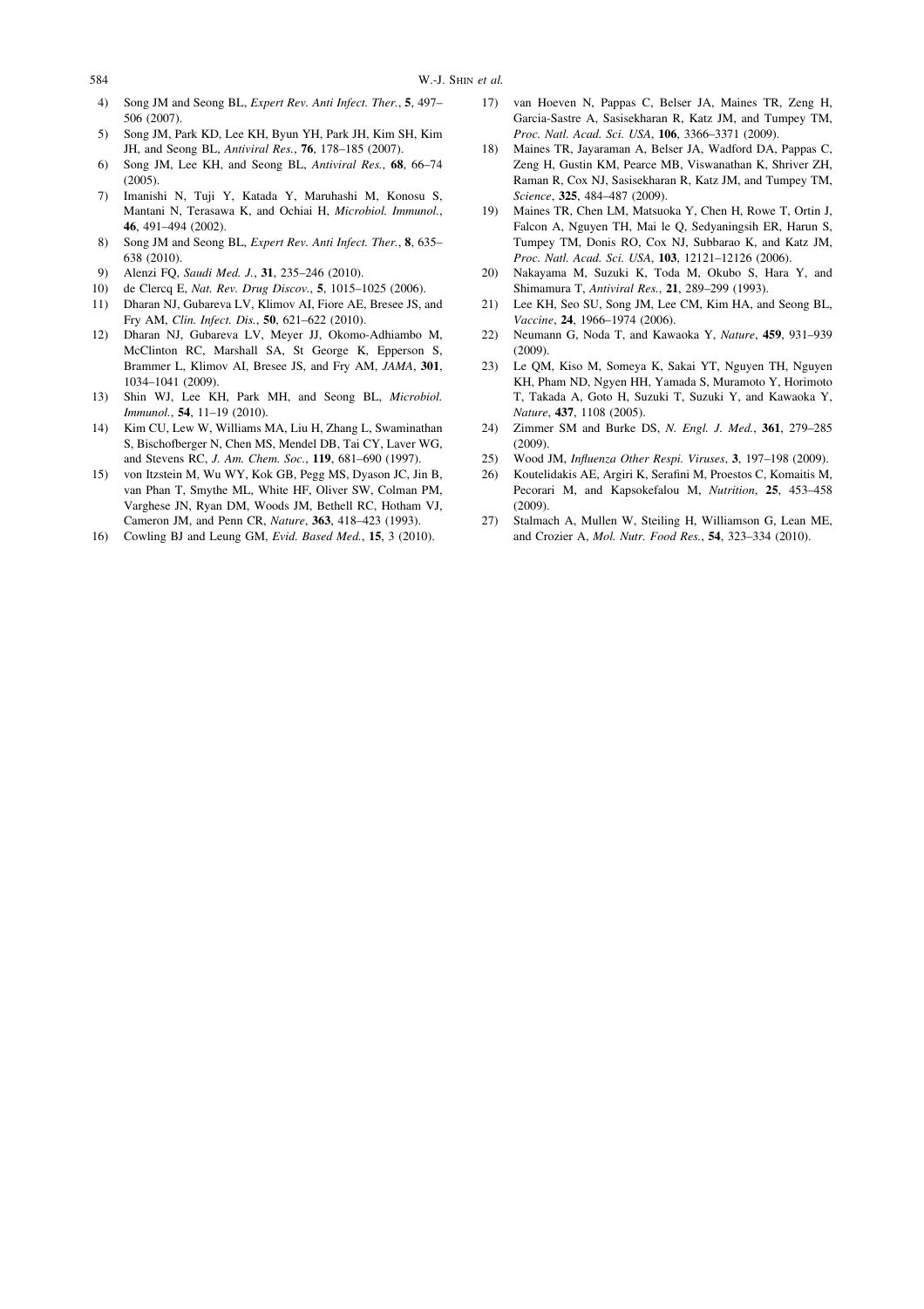4) Song JM and Seong BL, *Expert Rev. Anti Infect. Ther.*, **5**, 497–506 (2007).
5) Song JM, Park KD, Lee KH, Byun YH, Park JH, Kim SH, Kim JH, and Seong BL, *Antiviral Res.*, **76**, 178–185 (2007).
6) Song JM, Lee KH, and Seong BL, *Antiviral Res.*, **68**, 66–74 (2005).
7) Imanishi N, Tuji Y, Katada Y, Maruhashi M, Konosu S, Mantani N, Terasawa K, and Ochiai H, *Microbiol. Immunol.*, **46**, 491–494 (2002).
8) Song JM and Seong BL, *Expert Rev. Anti Infect. Ther.*, **8**, 635–638 (2010).
9) Alenzi FQ, *Saudi Med. J.*, **31**, 235–246 (2010).
10) de Clercq E, *Nat. Rev. Drug Discov.*, **5**, 1015–1025 (2006).
11) Dharan NJ, Gubareva LV, Klimov AI, Fiore AE, Bresee JS, and Fry AM, *Clin. Infect. Dis.*, **50**, 621–622 (2010).
12) Dharan NJ, Gubareva LV, Meyer JJ, Okomo-Adhiambo M, McClinton RC, Marshall SA, St George K, Epperson S, Brammer L, Klimov AI, Bresee JS, and Fry AM, *JAMA*, **301**, 1034–1041 (2009).
13) Shin WJ, Lee KH, Park MH, and Seong BL, *Microbiol. Immunol.*, **54**, 11–19 (2010).
14) Kim CU, Lew W, Williams MA, Liu H, Zhang L, Swaminathan S, Bischofberger N, Chen MS, Mendel DB, Tai CY, Laver WG, and Stevens RC, *J. Am. Chem. Soc.*, **119**, 681–690 (1997).
15) von Itzstein M, Wu WY, Kok GB, Pegg MS, Dyason JC, Jin B, van Phan T, Smythe ML, White HF, Oliver SW, Colman PM, Varghese JN, Ryan DM, Woods JM, Bethell RC, Hotham VJ, Cameron JM, and Penn CR, *Nature*, **363**, 418–423 (1993).
16) Cowling BJ and Leung GM, *Evid. Based Med.*, **15**, 3 (2010).
17) van Hoeven N, Pappas C, Belser JA, Maines TR, Zeng H, Garcia-Sastre A, Sasisekharan R, Katz JM, and Tumpey TM, *Proc. Natl. Acad. Sci. USA*, **106**, 3366–3371 (2009).
18) Maines TR, Jayaraman A, Belser JA, Wadford DA, Pappas C, Zeng H, Gustin KM, Pearce MB, Viswanathan K, Shriver ZH, Raman R, Cox NJ, Sasisekharan R, Katz JM, and Tumpey TM, *Science*, **325**, 484–487 (2009).
19) Maines TR, Chen LM, Matsuoka Y, Chen H, Rowe T, Ortin J, Falcon A, Nguyen TH, Mai le Q, Sedyaningsih ER, Harun S, Tumpey TM, Donis RO, Cox NJ, Subbarao K, and Katz JM, *Proc. Natl. Acad. Sci. USA*, **103**, 12121–12126 (2006).
20) Nakayama M, Suzuki K, Toda M, Okubo S, Hara Y, and Shimamura T, *Antiviral Res.*, **21**, 289–299 (1993).
21) Lee KH, Seo SU, Song JM, Lee CM, Kim HA, and Seong BL, *Vaccine*, **24**, 1966–1974 (2006).
22) Neumann G, Noda T, and Kawaoka Y, *Nature*, **459**, 931–939 (2009).
23) Le QM, Kiso M, Someya K, Sakai YT, Nguyen TH, Nguyen KH, Pham ND, Ngyen HH, Yamada S, Muramoto Y, Horimoto T, Takada A, Goto H, Suzuki T, Suzuki Y, and Kawaoka Y, *Nature*, **437**, 1108 (2005).
24) Zimmer SM and Burke DS, *N. Engl. J. Med.*, **361**, 279–285 (2009).
25) Wood JM, *Influenza Other Respi. Viruses*, **3**, 197–198 (2009).
26) Koutelidakis AE, Argiri K, Serafini M, Proestos C, Komaitis M, Pecorari M, and Kapsokefalou M, *Nutrition*, **25**, 453–458 (2009).
27) Stalmach A, Mullen W, Steiling H, Williamson G, Lean ME, and Crozier A, *Mol. Nutr. Food Res.*, **54**, 323–334 (2010).